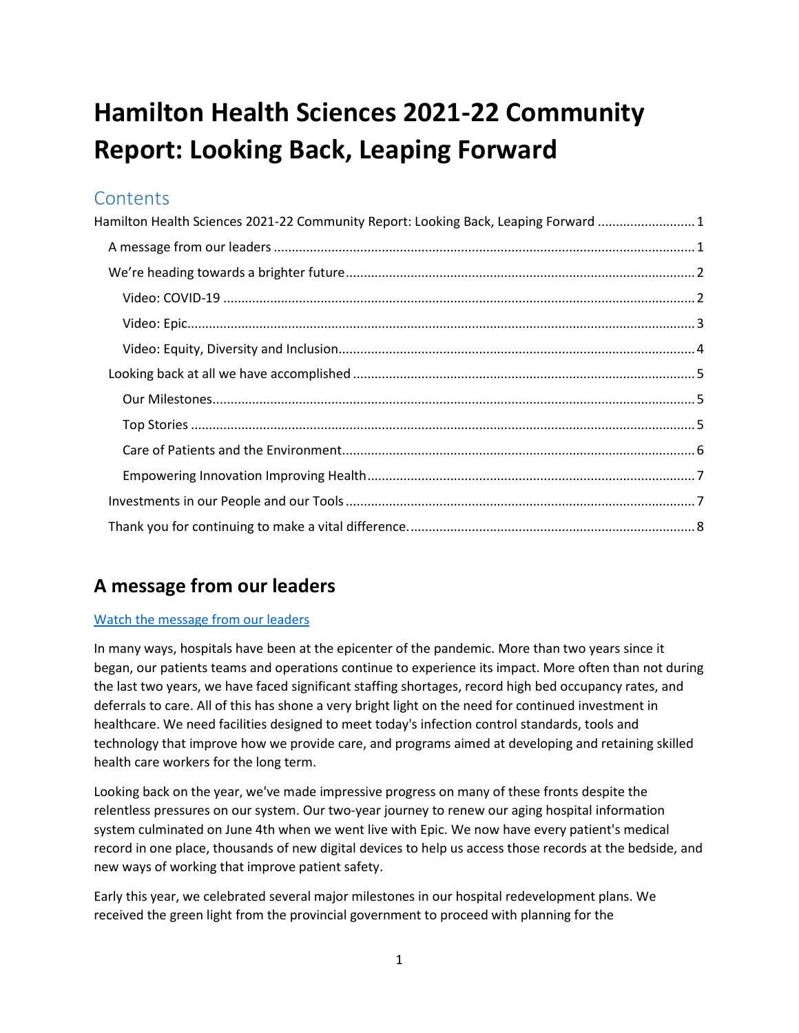# Hamilton Health Sciences 2021-22 Community Report: Looking Back, Leaping Forward

## Contents

- Hamilton Health Sciences 2021-22 Community Report: Looking Back, Leaping Forward ........................... 1
  - A message from our leaders ........................... 1
  - We're heading towards a brighter future ........................... 2
    - Video: COVID-19 ........................... 2
    - Video: Epic ........................... 3
    - Video: Equity, Diversity and Inclusion ........................... 4
  - Looking back at all we have accomplished ........................... 5
    - Our Milestones ........................... 5
    - Top Stories ........................... 5
    - Care of Patients and the Environment ........................... 6
    - Empowering Innovation Improving Health ........................... 7
  - Investments in our People and our Tools ........................... 7
  - Thank you for continuing to make a vital difference. ........................... 8

## A message from our leaders

[Watch the message from our leaders]

In many ways, hospitals have been at the epicenter of the pandemic. More than two years since it began, our patients teams and operations continue to experience its impact. More often than not during the last two years, we have faced significant staffing shortages, record high bed occupancy rates, and deferrals to care. All of this has shone a very bright light on the need for continued investment in healthcare. We need facilities designed to meet today's infection control standards, tools and technology that improve how we provide care, and programs aimed at developing and retaining skilled health care workers for the long term.

Looking back on the year, we've made impressive progress on many of these fronts despite the relentless pressures on our system. Our two-year journey to renew our aging hospital information system culminated on June 4th when we went live with Epic. We now have every patient's medical record in one place, thousands of new digital devices to help us access those records at the bedside, and new ways of working that improve patient safety.

Early this year, we celebrated several major milestones in our hospital redevelopment plans. We received the green light from the provincial government to proceed with planning for the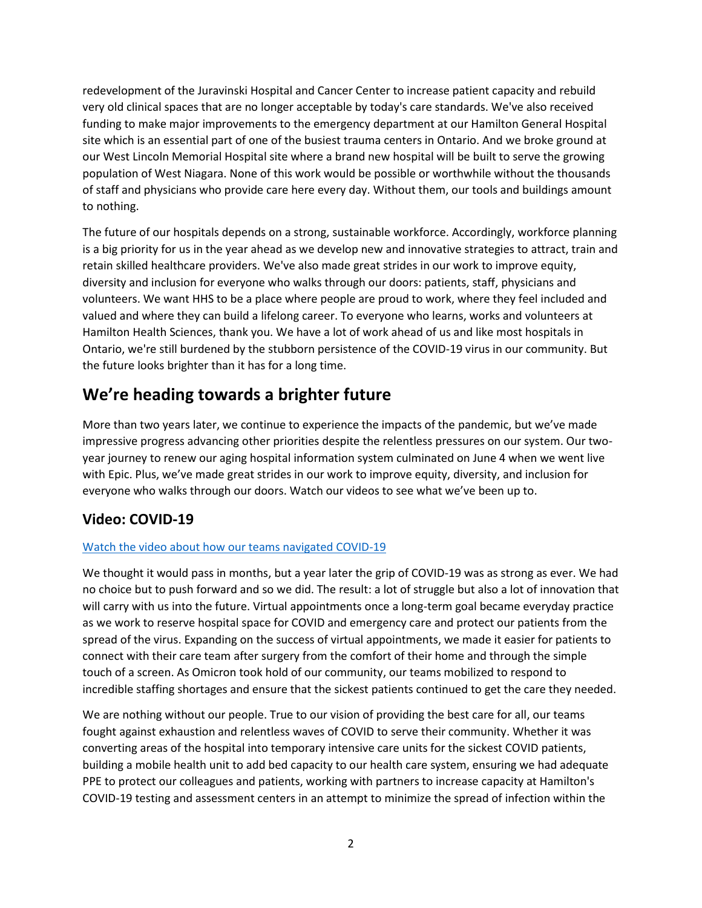redevelopment of the Juravinski Hospital and Cancer Center to increase patient capacity and rebuild very old clinical spaces that are no longer acceptable by today's care standards. We've also received funding to make major improvements to the emergency department at our Hamilton General Hospital site which is an essential part of one of the busiest trauma centers in Ontario. And we broke ground at our West Lincoln Memorial Hospital site where a brand new hospital will be built to serve the growing population of West Niagara. None of this work would be possible or worthwhile without the thousands of staff and physicians who provide care here every day. Without them, our tools and buildings amount to nothing.

The future of our hospitals depends on a strong, sustainable workforce. Accordingly, workforce planning is a big priority for us in the year ahead as we develop new and innovative strategies to attract, train and retain skilled healthcare providers. We've also made great strides in our work to improve equity, diversity and inclusion for everyone who walks through our doors: patients, staff, physicians and volunteers. We want HHS to be a place where people are proud to work, where they feel included and valued and where they can build a lifelong career. To everyone who learns, works and volunteers at Hamilton Health Sciences, thank you. We have a lot of work ahead of us and like most hospitals in Ontario, we're still burdened by the stubborn persistence of the COVID-19 virus in our community. But the future looks brighter than it has for a long time.

## We're heading towards a brighter future

More than two years later, we continue to experience the impacts of the pandemic, but we've made impressive progress advancing other priorities despite the relentless pressures on our system. Our two-year journey to renew our aging hospital information system culminated on June 4 when we went live with Epic. Plus, we've made great strides in our work to improve equity, diversity, and inclusion for everyone who walks through our doors. Watch our videos to see what we've been up to.

### Video: COVID-19

Watch the video about how our teams navigated COVID-19

We thought it would pass in months, but a year later the grip of COVID-19 was as strong as ever. We had no choice but to push forward and so we did. The result: a lot of struggle but also a lot of innovation that will carry with us into the future. Virtual appointments once a long-term goal became everyday practice as we work to reserve hospital space for COVID and emergency care and protect our patients from the spread of the virus. Expanding on the success of virtual appointments, we made it easier for patients to connect with their care team after surgery from the comfort of their home and through the simple touch of a screen. As Omicron took hold of our community, our teams mobilized to respond to incredible staffing shortages and ensure that the sickest patients continued to get the care they needed.

We are nothing without our people. True to our vision of providing the best care for all, our teams fought against exhaustion and relentless waves of COVID to serve their community. Whether it was converting areas of the hospital into temporary intensive care units for the sickest COVID patients, building a mobile health unit to add bed capacity to our health care system, ensuring we had adequate PPE to protect our colleagues and patients, working with partners to increase capacity at Hamilton's COVID-19 testing and assessment centers in an attempt to minimize the spread of infection within the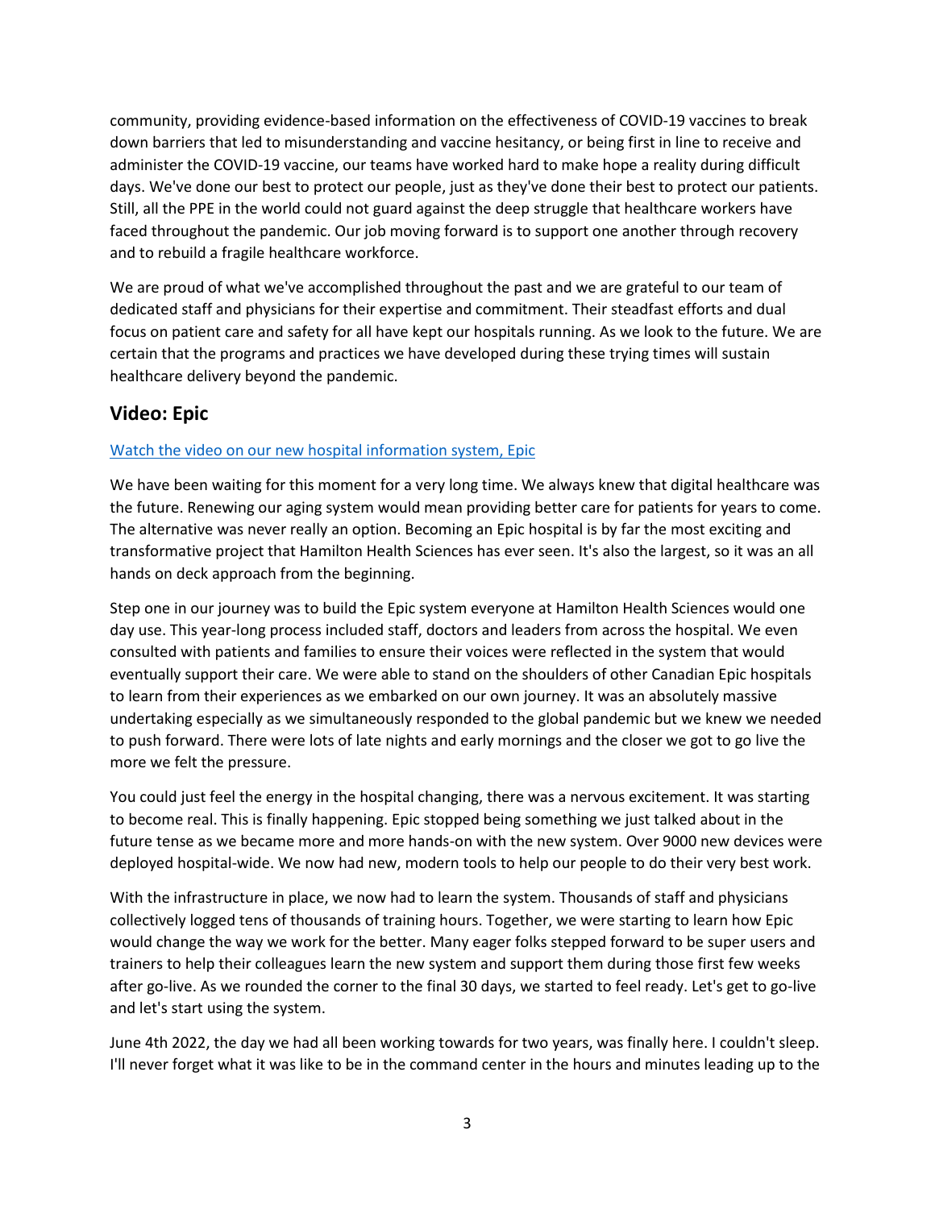community, providing evidence-based information on the effectiveness of COVID-19 vaccines to break down barriers that led to misunderstanding and vaccine hesitancy, or being first in line to receive and administer the COVID-19 vaccine, our teams have worked hard to make hope a reality during difficult days. We've done our best to protect our people, just as they've done their best to protect our patients. Still, all the PPE in the world could not guard against the deep struggle that healthcare workers have faced throughout the pandemic. Our job moving forward is to support one another through recovery and to rebuild a fragile healthcare workforce.

We are proud of what we've accomplished throughout the past and we are grateful to our team of dedicated staff and physicians for their expertise and commitment. Their steadfast efforts and dual focus on patient care and safety for all have kept our hospitals running. As we look to the future. We are certain that the programs and practices we have developed during these trying times will sustain healthcare delivery beyond the pandemic.

## Video: Epic

Watch the video on our new hospital information system, Epic

We have been waiting for this moment for a very long time. We always knew that digital healthcare was the future. Renewing our aging system would mean providing better care for patients for years to come. The alternative was never really an option. Becoming an Epic hospital is by far the most exciting and transformative project that Hamilton Health Sciences has ever seen. It's also the largest, so it was an all hands on deck approach from the beginning.

Step one in our journey was to build the Epic system everyone at Hamilton Health Sciences would one day use. This year-long process included staff, doctors and leaders from across the hospital. We even consulted with patients and families to ensure their voices were reflected in the system that would eventually support their care. We were able to stand on the shoulders of other Canadian Epic hospitals to learn from their experiences as we embarked on our own journey. It was an absolutely massive undertaking especially as we simultaneously responded to the global pandemic but we knew we needed to push forward. There were lots of late nights and early mornings and the closer we got to go live the more we felt the pressure.

You could just feel the energy in the hospital changing, there was a nervous excitement. It was starting to become real. This is finally happening. Epic stopped being something we just talked about in the future tense as we became more and more hands-on with the new system. Over 9000 new devices were deployed hospital-wide. We now had new, modern tools to help our people to do their very best work.

With the infrastructure in place, we now had to learn the system. Thousands of staff and physicians collectively logged tens of thousands of training hours. Together, we were starting to learn how Epic would change the way we work for the better. Many eager folks stepped forward to be super users and trainers to help their colleagues learn the new system and support them during those first few weeks after go-live. As we rounded the corner to the final 30 days, we started to feel ready. Let's get to go-live and let's start using the system.

June 4th 2022, the day we had all been working towards for two years, was finally here. I couldn't sleep. I'll never forget what it was like to be in the command center in the hours and minutes leading up to the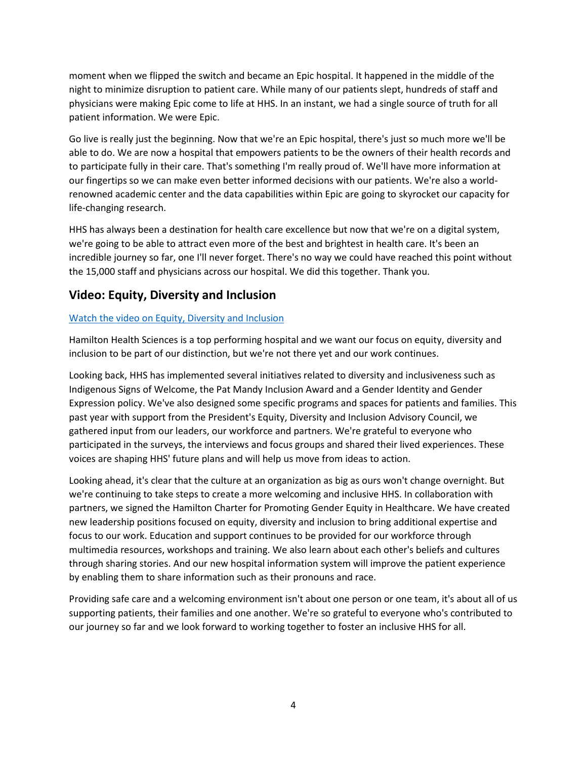moment when we flipped the switch and became an Epic hospital. It happened in the middle of the night to minimize disruption to patient care. While many of our patients slept, hundreds of staff and physicians were making Epic come to life at HHS. In an instant, we had a single source of truth for all patient information. We were Epic.

Go live is really just the beginning. Now that we're an Epic hospital, there's just so much more we'll be able to do. We are now a hospital that empowers patients to be the owners of their health records and to participate fully in their care. That's something I'm really proud of. We'll have more information at our fingertips so we can make even better informed decisions with our patients. We're also a world-renowned academic center and the data capabilities within Epic are going to skyrocket our capacity for life-changing research.

HHS has always been a destination for health care excellence but now that we're on a digital system, we're going to be able to attract even more of the best and brightest in health care. It's been an incredible journey so far, one I'll never forget. There's no way we could have reached this point without the 15,000 staff and physicians across our hospital. We did this together. Thank you.

## Video: Equity, Diversity and Inclusion

Watch the video on Equity, Diversity and Inclusion

Hamilton Health Sciences is a top performing hospital and we want our focus on equity, diversity and inclusion to be part of our distinction, but we're not there yet and our work continues.

Looking back, HHS has implemented several initiatives related to diversity and inclusiveness such as Indigenous Signs of Welcome, the Pat Mandy Inclusion Award and a Gender Identity and Gender Expression policy. We've also designed some specific programs and spaces for patients and families. This past year with support from the President's Equity, Diversity and Inclusion Advisory Council, we gathered input from our leaders, our workforce and partners. We're grateful to everyone who participated in the surveys, the interviews and focus groups and shared their lived experiences. These voices are shaping HHS' future plans and will help us move from ideas to action.

Looking ahead, it's clear that the culture at an organization as big as ours won't change overnight. But we're continuing to take steps to create a more welcoming and inclusive HHS. In collaboration with partners, we signed the Hamilton Charter for Promoting Gender Equity in Healthcare. We have created new leadership positions focused on equity, diversity and inclusion to bring additional expertise and focus to our work. Education and support continues to be provided for our workforce through multimedia resources, workshops and training. We also learn about each other's beliefs and cultures through sharing stories. And our new hospital information system will improve the patient experience by enabling them to share information such as their pronouns and race.

Providing safe care and a welcoming environment isn't about one person or one team, it's about all of us supporting patients, their families and one another. We're so grateful to everyone who's contributed to our journey so far and we look forward to working together to foster an inclusive HHS for all.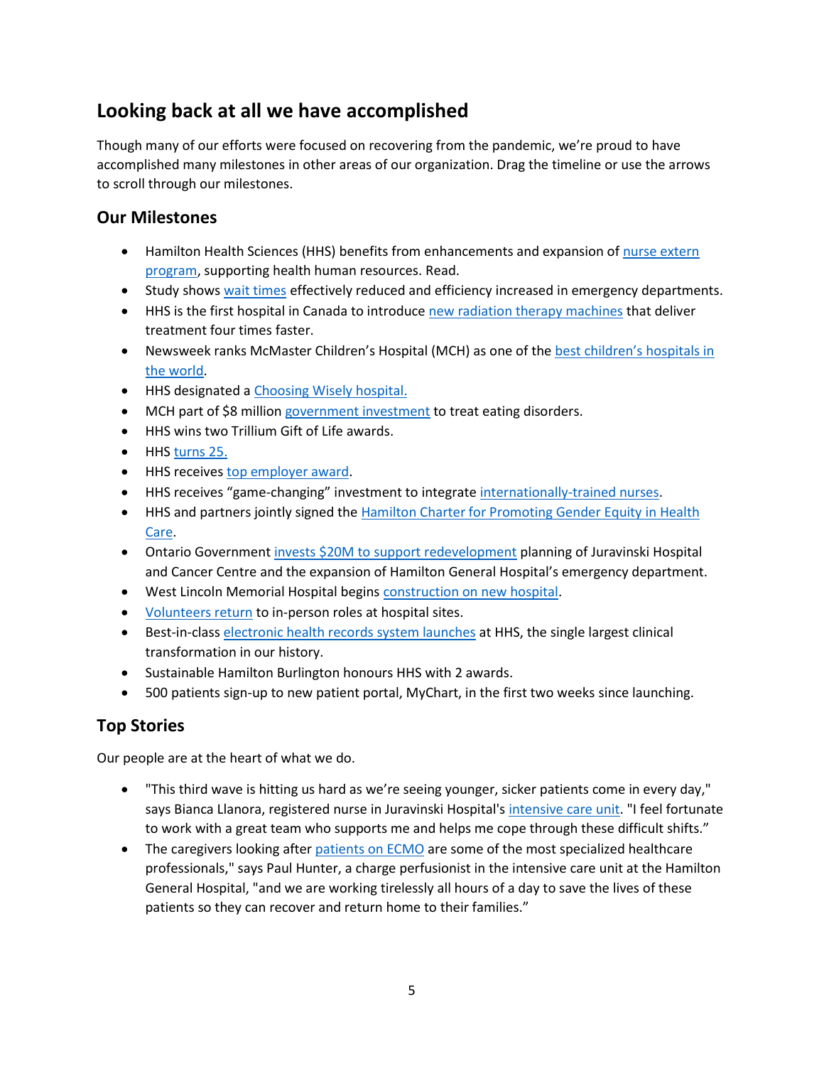## Looking back at all we have accomplished

Though many of our efforts were focused on recovering from the pandemic, we're proud to have accomplished many milestones in other areas of our organization. Drag the timeline or use the arrows to scroll through our milestones.

### Our Milestones

- Hamilton Health Sciences (HHS) benefits from enhancements and expansion of nurse extern program, supporting health human resources. Read.
- Study shows wait times effectively reduced and efficiency increased in emergency departments.
- HHS is the first hospital in Canada to introduce new radiation therapy machines that deliver treatment four times faster.
- Newsweek ranks McMaster Children's Hospital (MCH) as one of the best children's hospitals in the world.
- HHS designated a Choosing Wisely hospital.
- MCH part of $8 million government investment to treat eating disorders.
- HHS wins two Trillium Gift of Life awards.
- HHS turns 25.
- HHS receives top employer award.
- HHS receives "game-changing" investment to integrate internationally-trained nurses.
- HHS and partners jointly signed the Hamilton Charter for Promoting Gender Equity in Health Care.
- Ontario Government invests $20M to support redevelopment planning of Juravinski Hospital and Cancer Centre and the expansion of Hamilton General Hospital's emergency department.
- West Lincoln Memorial Hospital begins construction on new hospital.
- Volunteers return to in-person roles at hospital sites.
- Best-in-class electronic health records system launches at HHS, the single largest clinical transformation in our history.
- Sustainable Hamilton Burlington honours HHS with 2 awards.
- 500 patients sign-up to new patient portal, MyChart, in the first two weeks since launching.

### Top Stories

Our people are at the heart of what we do.

- "This third wave is hitting us hard as we're seeing younger, sicker patients come in every day," says Bianca Llanora, registered nurse in Juravinski Hospital's intensive care unit. "I feel fortunate to work with a great team who supports me and helps me cope through these difficult shifts."
- The caregivers looking after patients on ECMO are some of the most specialized healthcare professionals," says Paul Hunter, a charge perfusionist in the intensive care unit at the Hamilton General Hospital, "and we are working tirelessly all hours of a day to save the lives of these patients so they can recover and return home to their families."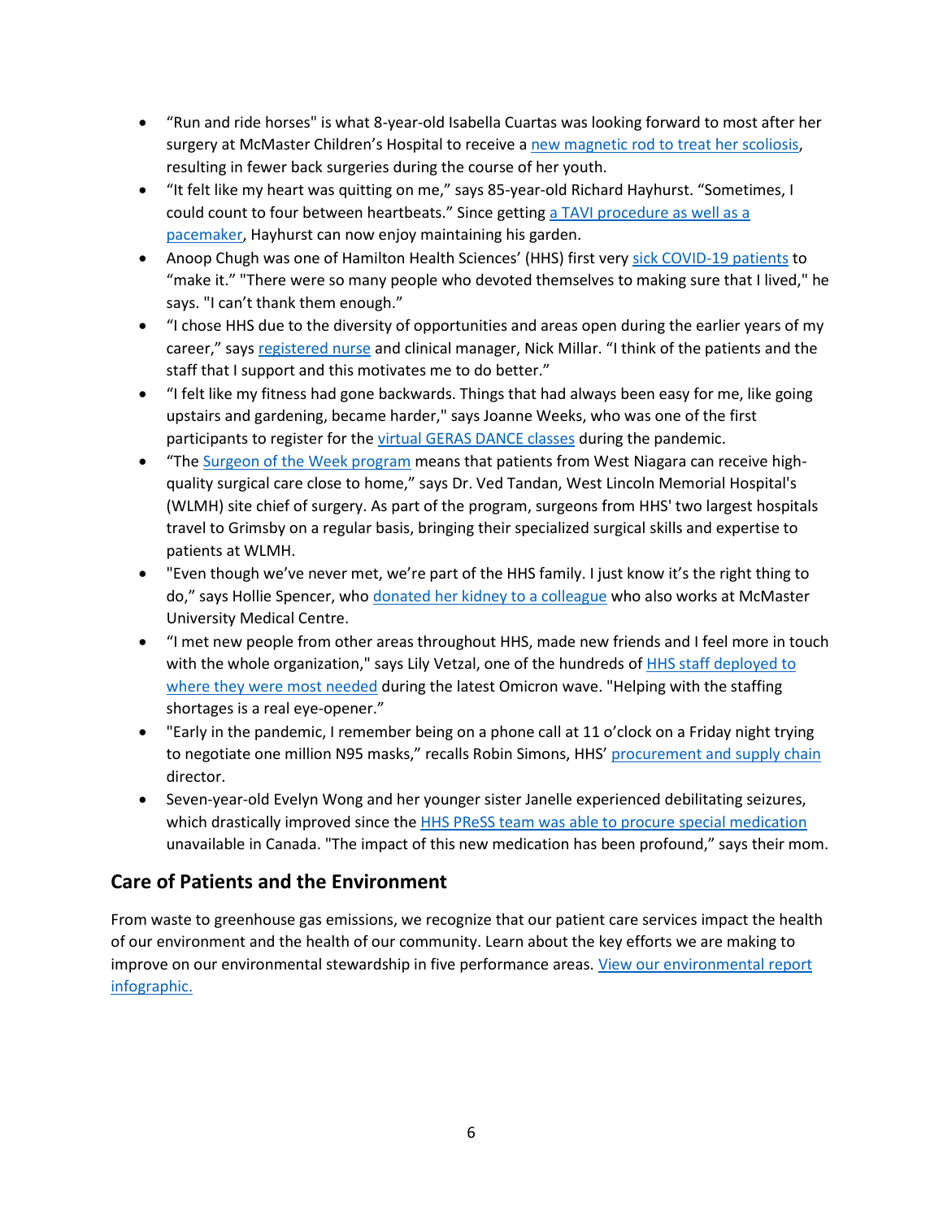- “Run and ride horses" is what 8-year-old Isabella Cuartas was looking forward to most after her surgery at McMaster Children’s Hospital to receive a new magnetic rod to treat her scoliosis, resulting in fewer back surgeries during the course of her youth.
- “It felt like my heart was quitting on me,” says 85-year-old Richard Hayhurst. “Sometimes, I could count to four between heartbeats.” Since getting a TAVI procedure as well as a pacemaker, Hayhurst can now enjoy maintaining his garden.
- Anoop Chugh was one of Hamilton Health Sciences’ (HHS) first very sick COVID-19 patients to “make it.” "There were so many people who devoted themselves to making sure that I lived," he says. "I can’t thank them enough.”
- “I chose HHS due to the diversity of opportunities and areas open during the earlier years of my career,” says registered nurse and clinical manager, Nick Millar. “I think of the patients and the staff that I support and this motivates me to do better.”
- “I felt like my fitness had gone backwards. Things that had always been easy for me, like going upstairs and gardening, became harder," says Joanne Weeks, who was one of the first participants to register for the virtual GERAS DANCE classes during the pandemic.
- “The Surgeon of the Week program means that patients from West Niagara can receive high-quality surgical care close to home,” says Dr. Ved Tandan, West Lincoln Memorial Hospital's (WLMH) site chief of surgery. As part of the program, surgeons from HHS' two largest hospitals travel to Grimsby on a regular basis, bringing their specialized surgical skills and expertise to patients at WLMH.
- "Even though we’ve never met, we’re part of the HHS family. I just know it’s the right thing to do,” says Hollie Spencer, who donated her kidney to a colleague who also works at McMaster University Medical Centre.
- “I met new people from other areas throughout HHS, made new friends and I feel more in touch with the whole organization," says Lily Vetzal, one of the hundreds of HHS staff deployed to where they were most needed during the latest Omicron wave. "Helping with the staffing shortages is a real eye-opener.”
- "Early in the pandemic, I remember being on a phone call at 11 o’clock on a Friday night trying to negotiate one million N95 masks,” recalls Robin Simons, HHS’ procurement and supply chain director.
- Seven-year-old Evelyn Wong and her younger sister Janelle experienced debilitating seizures, which drastically improved since the HHS PReSS team was able to procure special medication unavailable in Canada. "The impact of this new medication has been profound,” says their mom.

## Care of Patients and the Environment

From waste to greenhouse gas emissions, we recognize that our patient care services impact the health of our environment and the health of our community. Learn about the key efforts we are making to improve on our environmental stewardship in five performance areas. View our environmental report infographic.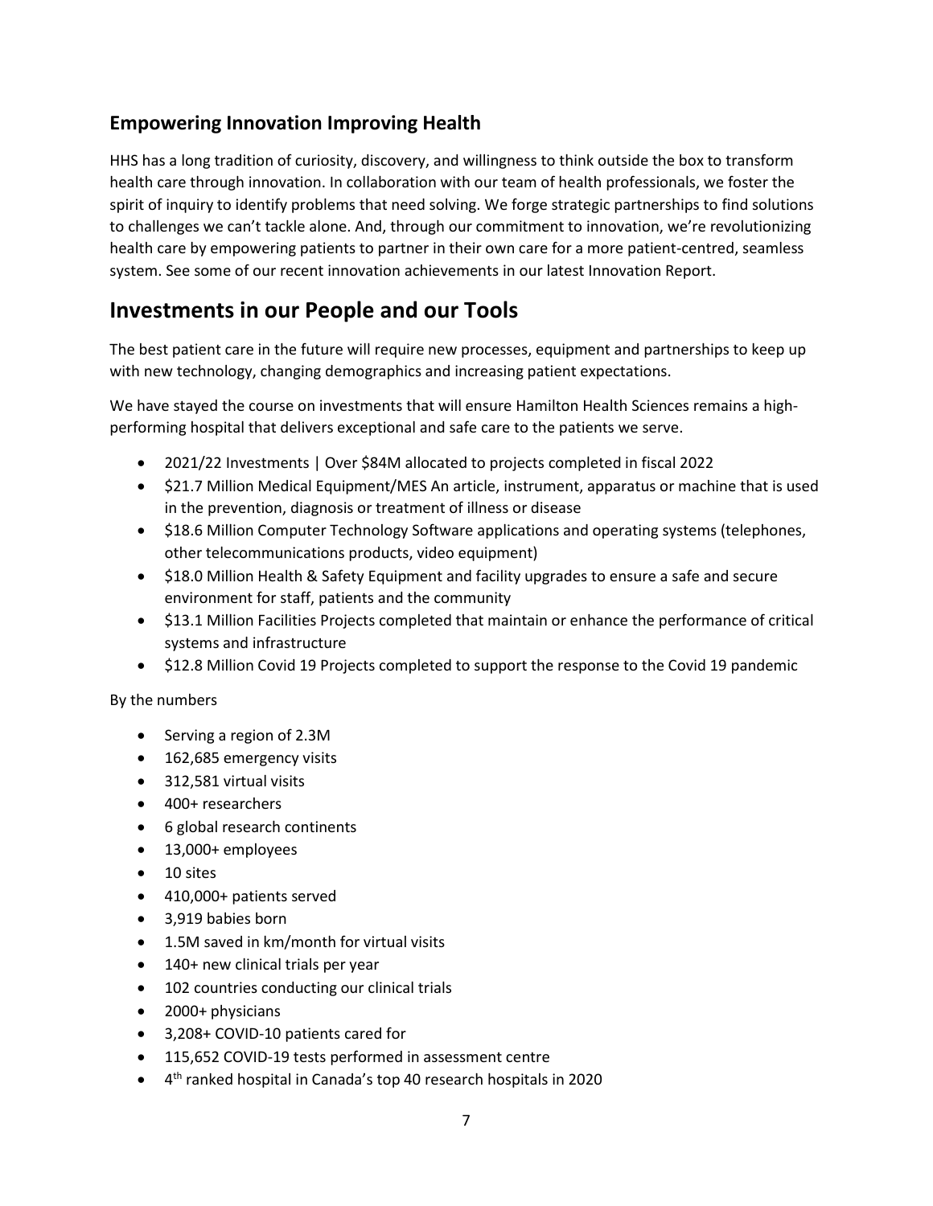## Empowering Innovation Improving Health

HHS has a long tradition of curiosity, discovery, and willingness to think outside the box to transform health care through innovation. In collaboration with our team of health professionals, we foster the spirit of inquiry to identify problems that need solving. We forge strategic partnerships to find solutions to challenges we can't tackle alone. And, through our commitment to innovation, we're revolutionizing health care by empowering patients to partner in their own care for a more patient-centred, seamless system. See some of our recent innovation achievements in our latest Innovation Report.

# Investments in our People and our Tools

The best patient care in the future will require new processes, equipment and partnerships to keep up with new technology, changing demographics and increasing patient expectations.

We have stayed the course on investments that will ensure Hamilton Health Sciences remains a high-performing hospital that delivers exceptional and safe care to the patients we serve.

- 2021/22 Investments | Over $84M allocated to projects completed in fiscal 2022
- $21.7 Million Medical Equipment/MES An article, instrument, apparatus or machine that is used in the prevention, diagnosis or treatment of illness or disease
- $18.6 Million Computer Technology Software applications and operating systems (telephones, other telecommunications products, video equipment)
- $18.0 Million Health & Safety Equipment and facility upgrades to ensure a safe and secure environment for staff, patients and the community
- $13.1 Million Facilities Projects completed that maintain or enhance the performance of critical systems and infrastructure
- $12.8 Million Covid 19 Projects completed to support the response to the Covid 19 pandemic

By the numbers

- Serving a region of 2.3M
- 162,685 emergency visits
- 312,581 virtual visits
- 400+ researchers
- 6 global research continents
- 13,000+ employees
- 10 sites
- 410,000+ patients served
- 3,919 babies born
- 1.5M saved in km/month for virtual visits
- 140+ new clinical trials per year
- 102 countries conducting our clinical trials
- 2000+ physicians
- 3,208+ COVID-10 patients cared for
- 115,652 COVID-19 tests performed in assessment centre
- 4th ranked hospital in Canada's top 40 research hospitals in 2020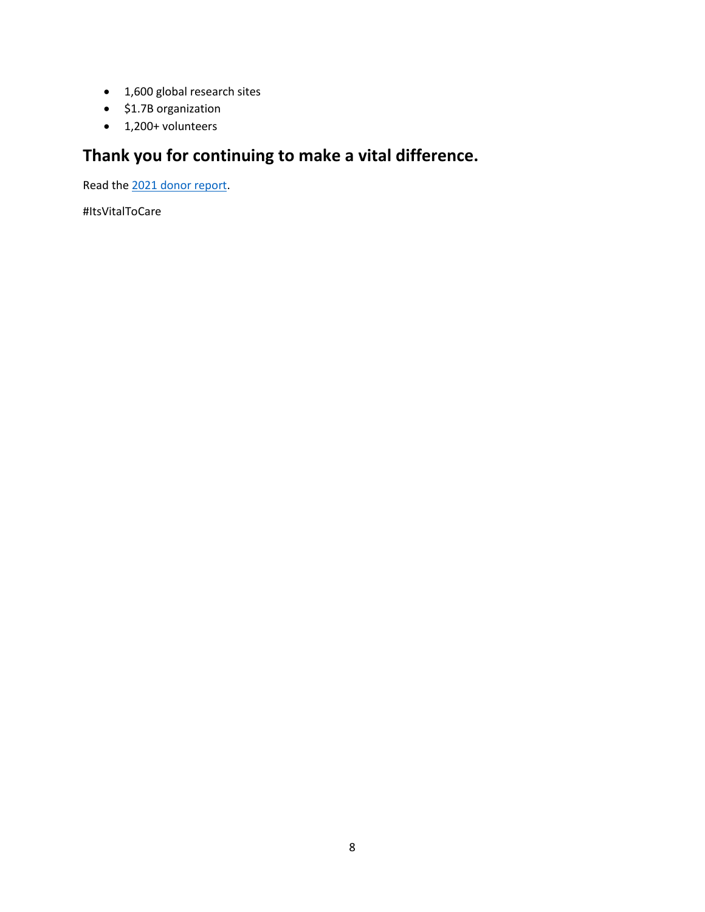- 1,600 global research sites
- $1.7B organization
- 1,200+ volunteers

## Thank you for continuing to make a vital difference.

Read the 2021 donor report.

#ItsVitalToCare